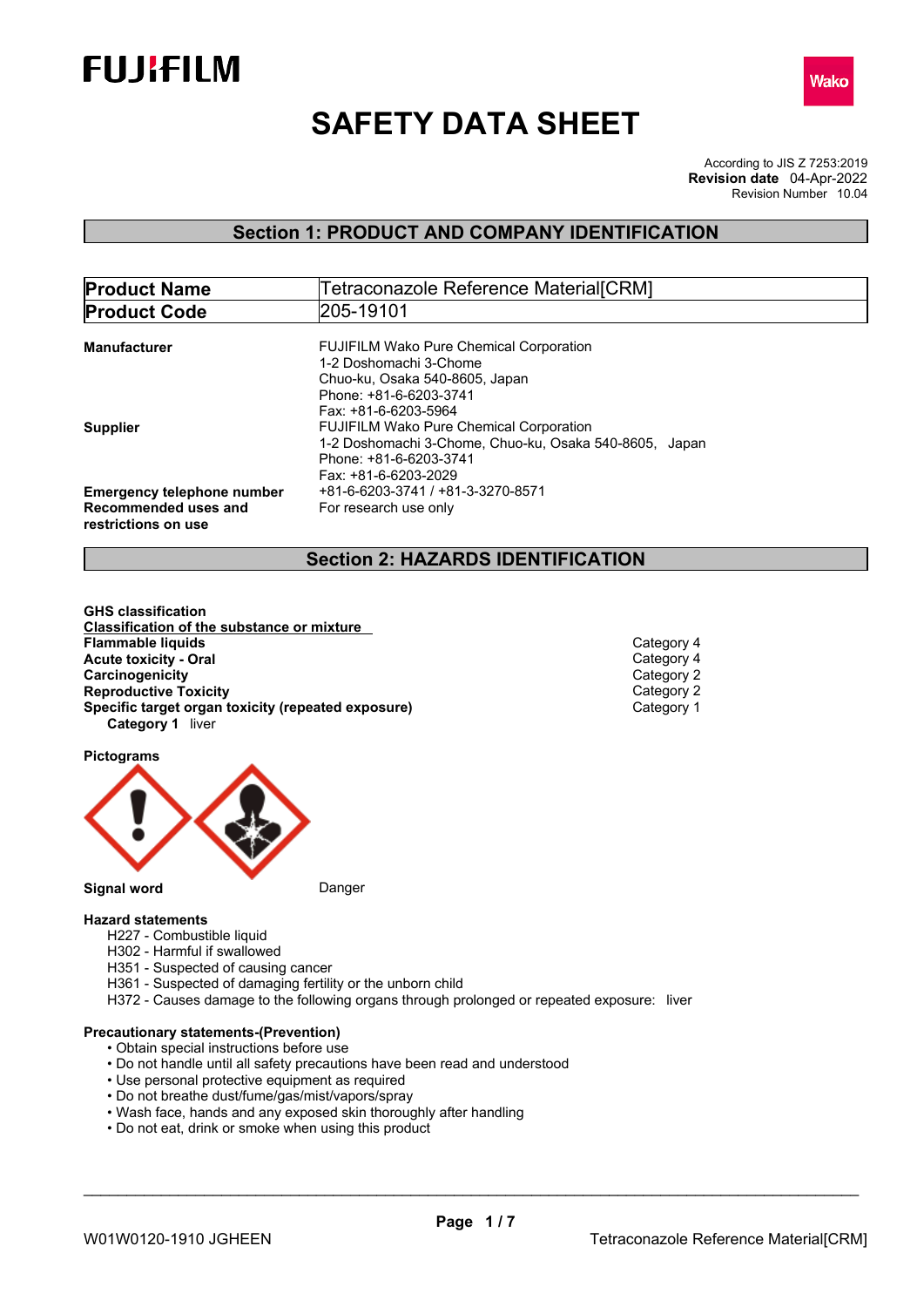FUJIFILM

Wako

# SAFETY DATA SHEET

According to JIS Z 7253:2019
**Revision date** 04-Apr-2022
Revision Number 10.04

## Section 1: PRODUCT AND COMPANY IDENTIFICATION

| **Product Name** | Tetraconazole Reference Material[CRM] |
|---|---|
| **Product Code** | 205-19101 |

**Manufacturer**
FUJIFILM Wako Pure Chemical Corporation
1-2 Doshomachi 3-Chome
Chuo-ku, Osaka 540-8605, Japan
Phone: +81-6-6203-3741
Fax: +81-6-6203-5964

**Supplier**
FUJIFILM Wako Pure Chemical Corporation
1-2 Doshomachi 3-Chome, Chuo-ku, Osaka 540-8605, Japan
Phone: +81-6-6203-3741
Fax: +81-6-6203-2029

**Emergency telephone number** +81-6-6203-3741 / +81-3-3270-8571

**Recommended uses and restrictions on use** For research use only

## Section 2: HAZARDS IDENTIFICATION

**GHS classification**

**Classification of the substance or mixture**

| | |
|---|---|
| **Flammable liquids** | Category 4 |
| **Acute toxicity - Oral** | Category 4 |
| **Carcinogenicity** | Category 2 |
| **Reproductive Toxicity** | Category 2 |
| **Specific target organ toxicity (repeated exposure)** | Category 1 |

**Category 1** liver

**Pictograms**

**Signal word** Danger

**Hazard statements**

H227 - Combustible liquid
H302 - Harmful if swallowed
H351 - Suspected of causing cancer
H361 - Suspected of damaging fertility or the unborn child
H372 - Causes damage to the following organs through prolonged or repeated exposure: liver

**Precautionary statements-(Prevention)**

- Obtain special instructions before use
- Do not handle until all safety precautions have been read and understood
- Use personal protective equipment as required
- Do not breathe dust/fume/gas/mist/vapors/spray
- Wash face, hands and any exposed skin thoroughly after handling
- Do not eat, drink or smoke when using this product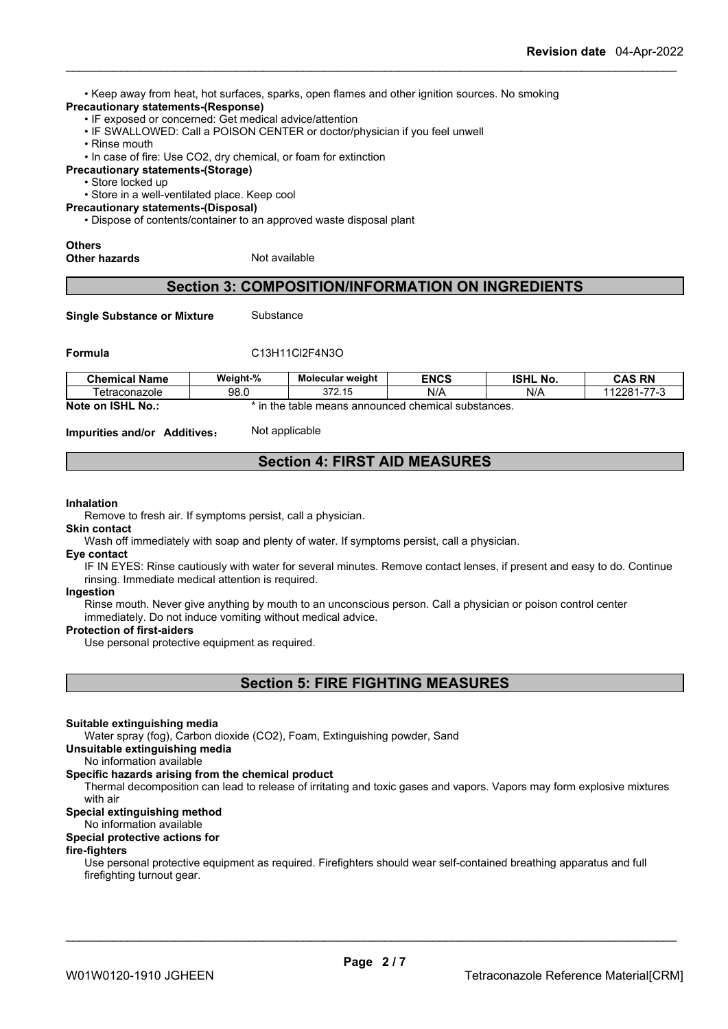- Keep away from heat, hot surfaces, sparks, open flames and other ignition sources. No smoking

**Precautionary statements-(Response)**

- IF exposed or concerned: Get medical advice/attention
- IF SWALLOWED: Call a POISON CENTER or doctor/physician if you feel unwell
- Rinse mouth
- In case of fire: Use CO2, dry chemical, or foam for extinction

**Precautionary statements-(Storage)**

- Store locked up
- Store in a well-ventilated place. Keep cool

**Precautionary statements-(Disposal)**

- Dispose of contents/container to an approved waste disposal plant

**Others**

**Other hazards** Not available

## Section 3: COMPOSITION/INFORMATION ON INGREDIENTS

**Single Substance or Mixture** Substance

**Formula** C13H11Cl2F4N3O

| Chemical Name | Weight-% | Molecular weight | ENCS | ISHL No. | CAS RN |
|---|---|---|---|---|---|
| Tetraconazole | 98.0 | 372.15 | N/A | N/A | 112281-77-3 |

**Note on ISHL No.:** * in the table means announced chemical substances.

**Impurities and/or Additives**： Not applicable

## Section 4: FIRST AID MEASURES

**Inhalation**

Remove to fresh air. If symptoms persist, call a physician.

**Skin contact**

Wash off immediately with soap and plenty of water. If symptoms persist, call a physician.

**Eye contact**

IF IN EYES: Rinse cautiously with water for several minutes. Remove contact lenses, if present and easy to do. Continue rinsing. Immediate medical attention is required.

**Ingestion**

Rinse mouth. Never give anything by mouth to an unconscious person. Call a physician or poison control center immediately. Do not induce vomiting without medical advice.

**Protection of first-aiders**

Use personal protective equipment as required.

## Section 5: FIRE FIGHTING MEASURES

**Suitable extinguishing media**

Water spray (fog), Carbon dioxide (CO2), Foam, Extinguishing powder, Sand

**Unsuitable extinguishing media**

No information available

**Specific hazards arising from the chemical product**

Thermal decomposition can lead to release of irritating and toxic gases and vapors. Vapors may form explosive mixtures with air

**Special extinguishing method**

No information available

**Special protective actions for fire-fighters**

Use personal protective equipment as required. Firefighters should wear self-contained breathing apparatus and full firefighting turnout gear.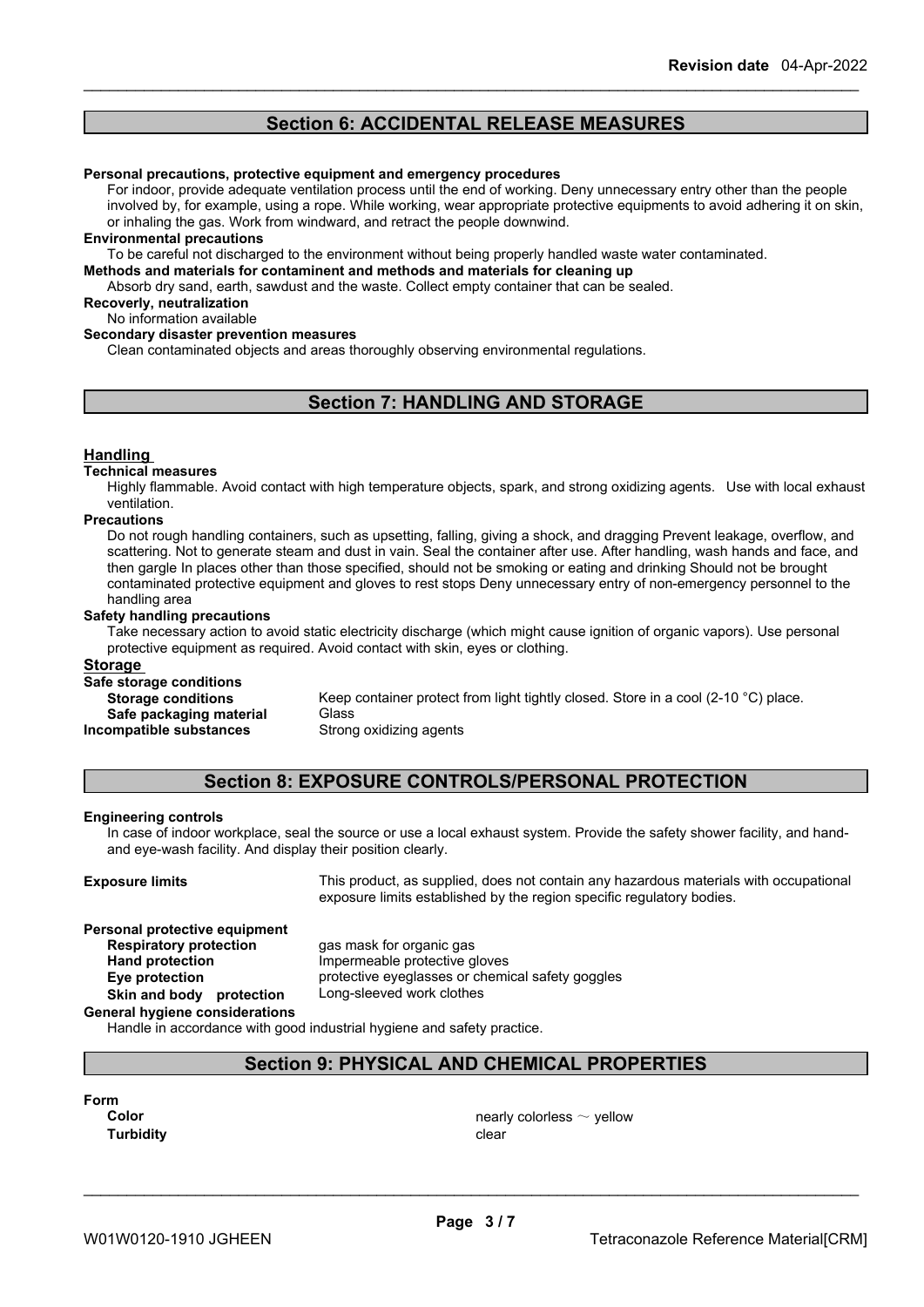## Section 6: ACCIDENTAL RELEASE MEASURES

**Personal precautions, protective equipment and emergency procedures**

For indoor, provide adequate ventilation process until the end of working. Deny unnecessary entry other than the people involved by, for example, using a rope. While working, wear appropriate protective equipments to avoid adhering it on skin, or inhaling the gas. Work from windward, and retract the people downwind.

**Environmental precautions**

To be careful not discharged to the environment without being properly handled waste water contaminated.

**Methods and materials for contaminent and methods and materials for cleaning up**

Absorb dry sand, earth, sawdust and the waste. Collect empty container that can be sealed.

**Recovery, neutralization**

No information available

**Secondary disaster prevention measures**

Clean contaminated objects and areas thoroughly observing environmental regulations.

## Section 7: HANDLING AND STORAGE

### Handling

**Technical measures**

Highly flammable. Avoid contact with high temperature objects, spark, and strong oxidizing agents. Use with local exhaust ventilation.

**Precautions**

Do not rough handling containers, such as upsetting, falling, giving a shock, and dragging Prevent leakage, overflow, and scattering. Not to generate steam and dust in vain. Seal the container after use. After handling, wash hands and face, and then gargle In places other than those specified, should not be smoking or eating and drinking Should not be brought contaminated protective equipment and gloves to rest stops Deny unnecessary entry of non-emergency personnel to the handling area

**Safety handling precautions**

Take necessary action to avoid static electricity discharge (which might cause ignition of organic vapors). Use personal protective equipment as required. Avoid contact with skin, eyes or clothing.

### Storage

**Safe storage conditions**

**Storage conditions** Keep container protect from light tightly closed. Store in a cool (2-10 °C) place.

**Safe packaging material** Glass

**Incompatible substances** Strong oxidizing agents

## Section 8: EXPOSURE CONTROLS/PERSONAL PROTECTION

**Engineering controls**

In case of indoor workplace, seal the source or use a local exhaust system. Provide the safety shower facility, and hand- and eye-wash facility. And display their position clearly.

**Exposure limits** This product, as supplied, does not contain any hazardous materials with occupational exposure limits established by the region specific regulatory bodies.

**Personal protective equipment**

**Respiratory protection** gas mask for organic gas

**Hand protection** Impermeable protective gloves

**Eye protection** protective eyeglasses or chemical safety goggles

**Skin and body protection** Long-sleeved work clothes

**General hygiene considerations**

Handle in accordance with good industrial hygiene and safety practice.

## Section 9: PHYSICAL AND CHEMICAL PROPERTIES

**Form**

**Color** nearly colorless ～ yellow

**Turbidity** clear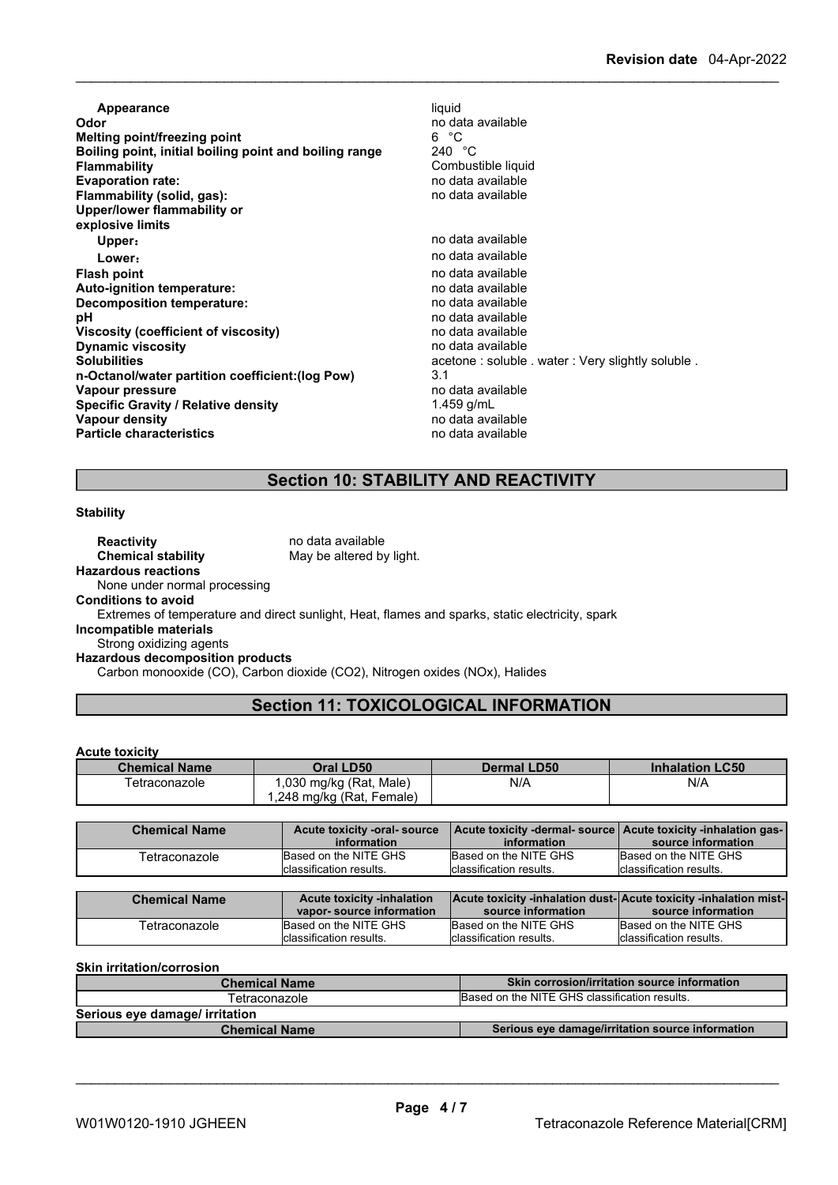| Property | Value |
|---|---|
| **Appearance** | liquid |
| **Odor** | no data available |
| **Melting point/freezing point** | 6 °C |
| **Boiling point, initial boiling point and boiling range** | 240 °C |
| **Flammability** | Combustible liquid |
| **Evaporation rate:** | no data available |
| **Flammability (solid, gas):** | no data available |
| **Upper/lower flammability or explosive limits** | |
| **Upper:** | no data available |
| **Lower:** | no data available |
| **Flash point** | no data available |
| **Auto-ignition temperature:** | no data available |
| **Decomposition temperature:** | no data available |
| **pH** | no data available |
| **Viscosity (coefficient of viscosity)** | no data available |
| **Dynamic viscosity** | no data available |
| **Solubilities** | acetone : soluble . water : Very slightly soluble . |
| **n-Octanol/water partition coefficient:(log Pow)** | 3.1 |
| **Vapour pressure** | no data available |
| **Specific Gravity / Relative density** | 1.459 g/mL |
| **Vapour density** | no data available |
| **Particle characteristics** | no data available |

## Section 10: STABILITY AND REACTIVITY

**Stability**

**Reactivity** no data available
**Chemical stability** May be altered by light.

**Hazardous reactions**
None under normal processing

**Conditions to avoid**
Extremes of temperature and direct sunlight, Heat, flames and sparks, static electricity, spark

**Incompatible materials**
Strong oxidizing agents

**Hazardous decomposition products**
Carbon monooxide (CO), Carbon dioxide (CO2), Nitrogen oxides (NOx), Halides

## Section 11: TOXICOLOGICAL INFORMATION

**Acute toxicity**

| Chemical Name | Oral LD50 | Dermal LD50 | Inhalation LC50 |
|---|---|---|---|
| Tetraconazole | 1,030 mg/kg (Rat, Male)<br>1,248 mg/kg (Rat, Female) | N/A | N/A |

| Chemical Name | Acute toxicity -oral- source information | Acute toxicity -dermal- source information | Acute toxicity -inhalation gas- source information |
|---|---|---|---|
| Tetraconazole | Based on the NITE GHS classification results. | Based on the NITE GHS classification results. | Based on the NITE GHS classification results. |

| Chemical Name | Acute toxicity -inhalation vapor- source information | Acute toxicity -inhalation dust- source information | Acute toxicity -inhalation mist- source information |
|---|---|---|---|
| Tetraconazole | Based on the NITE GHS classification results. | Based on the NITE GHS classification results. | Based on the NITE GHS classification results. |

**Skin irritation/corrosion**

| Chemical Name | Skin corrosion/irritation source information |
|---|---|
| Tetraconazole | Based on the NITE GHS classification results. |

**Serious eye damage/ irritation**

| Chemical Name | Serious eye damage/irritation source information |
|---|---|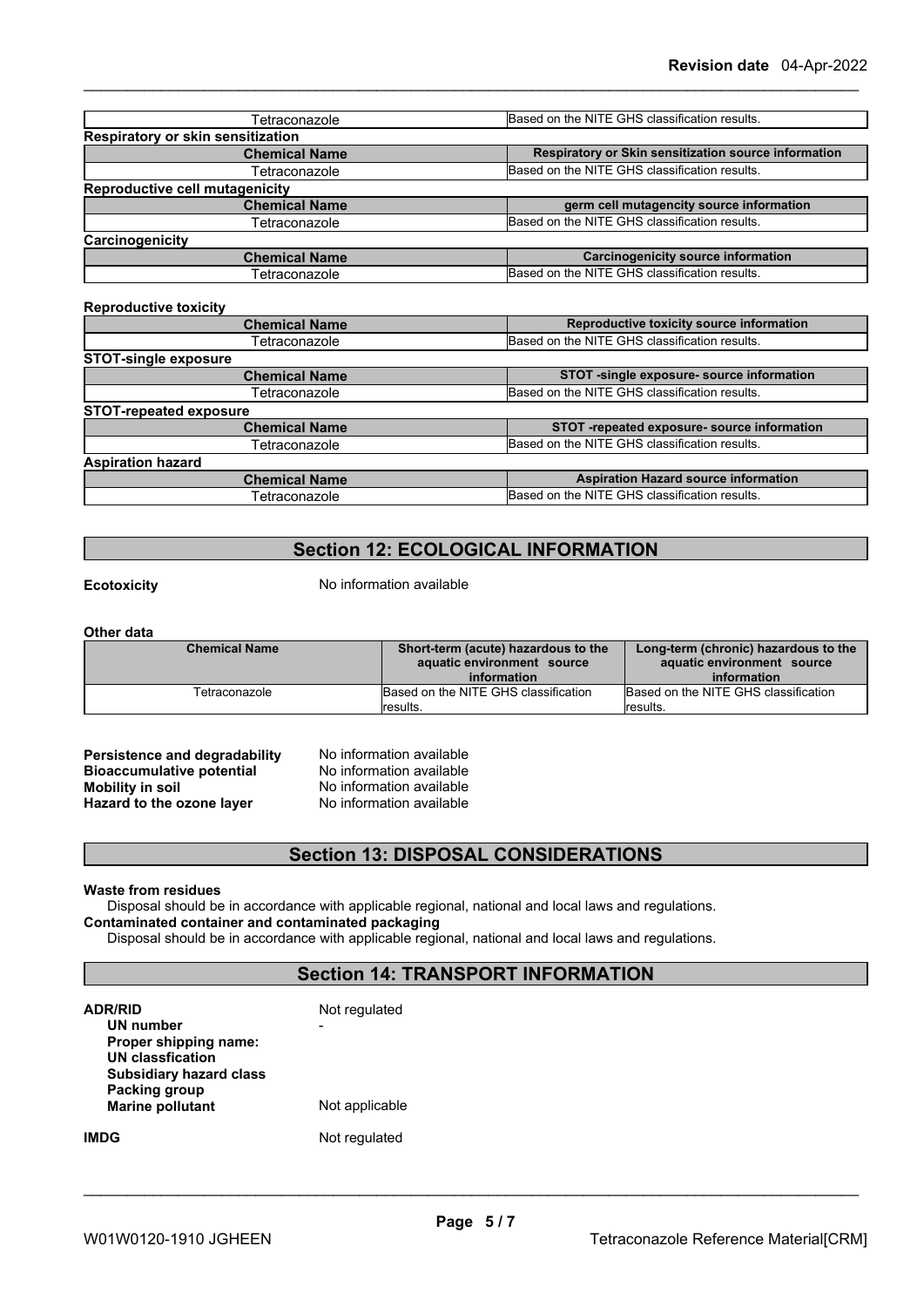| Tetraconazole | Based on the NITE GHS classification results. |
|---|---|

**Respiratory or skin sensitization**

| Chemical Name | Respiratory or Skin sensitization source information |
|---|---|
| Tetraconazole | Based on the NITE GHS classification results. |

**Reproductive cell mutagenicity**

| Chemical Name | germ cell mutagencity source information |
|---|---|
| Tetraconazole | Based on the NITE GHS classification results. |

**Carcinogenicity**

| Chemical Name | Carcinogenicity source information |
|---|---|
| Tetraconazole | Based on the NITE GHS classification results. |

**Reproductive toxicity**

| Chemical Name | Reproductive toxicity source information |
|---|---|
| Tetraconazole | Based on the NITE GHS classification results. |

**STOT-single exposure**

| Chemical Name | STOT -single exposure- source information |
|---|---|
| Tetraconazole | Based on the NITE GHS classification results. |

**STOT-repeated exposure**

| Chemical Name | STOT -repeated exposure- source information |
|---|---|
| Tetraconazole | Based on the NITE GHS classification results. |

**Aspiration hazard**

| Chemical Name | Aspiration Hazard source information |
|---|---|
| Tetraconazole | Based on the NITE GHS classification results. |

## Section 12: ECOLOGICAL INFORMATION

**Ecotoxicity** No information available

**Other data**

| Chemical Name | Short-term (acute) hazardous to the aquatic environment source information | Long-term (chronic) hazardous to the aquatic environment source information |
|---|---|---|
| Tetraconazole | Based on the NITE GHS classification results. | Based on the NITE GHS classification results. |

**Persistence and degradability** No information available
**Bioaccumulative potential** No information available
**Mobility in soil** No information available
**Hazard to the ozone layer** No information available

## Section 13: DISPOSAL CONSIDERATIONS

**Waste from residues**
Disposal should be in accordance with applicable regional, national and local laws and regulations.
**Contaminated container and contaminated packaging**
Disposal should be in accordance with applicable regional, national and local laws and regulations.

## Section 14: TRANSPORT INFORMATION

**ADR/RID** Not regulated
**UN number** -
**Proper shipping name:**
**UN classfication**
**Subsidiary hazard class**
**Packing group**
**Marine pollutant** Not applicable

**IMDG** Not regulated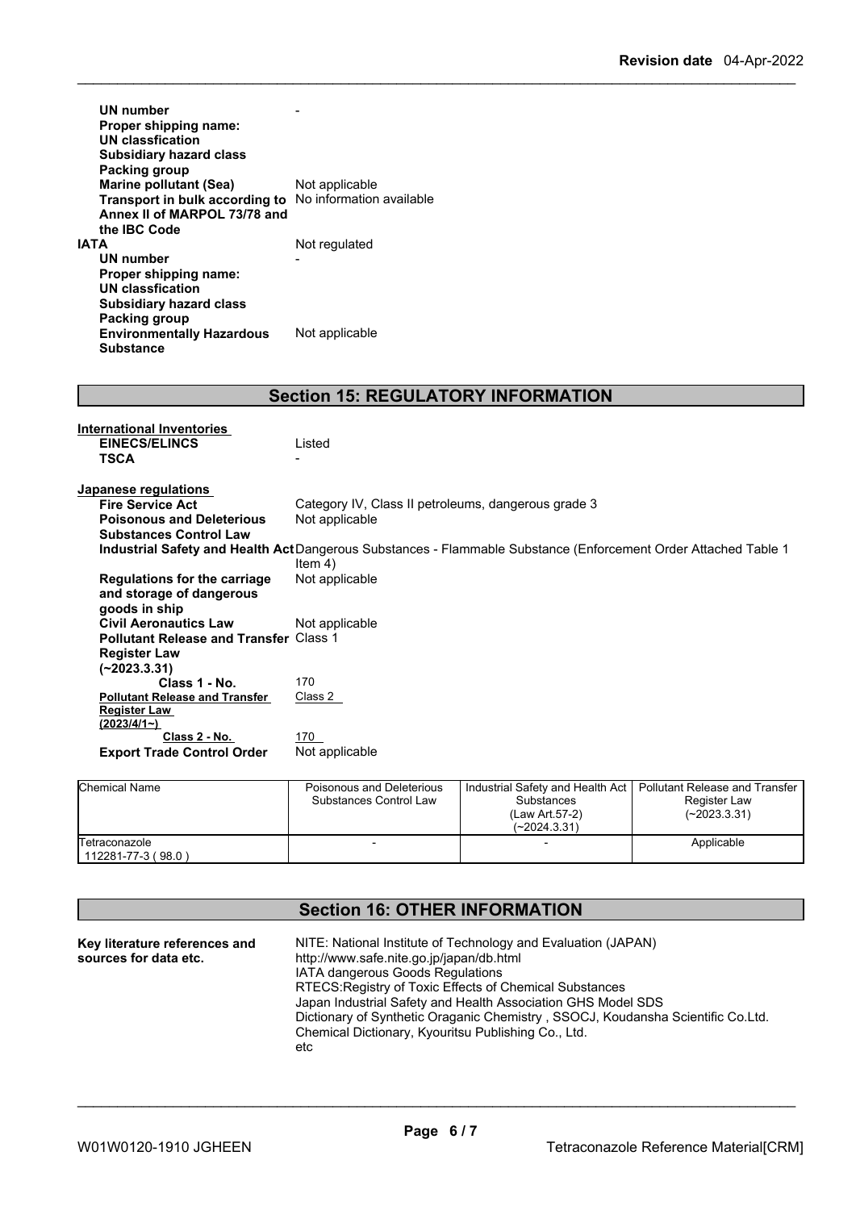| | |
|---|---|
| **UN number** | - |
| **Proper shipping name:** | |
| **UN classfication** | |
| **Subsidiary hazard class** | |
| **Packing group** | |
| **Marine pollutant (Sea)** | Not applicable |
| **Transport in bulk according to Annex II of MARPOL 73/78 and the IBC Code** | No information available |

| | |
|---|---|
| **IATA** | Not regulated |
| **UN number** | - |
| **Proper shipping name:** | |
| **UN classfication** | |
| **Subsidiary hazard class** | |
| **Packing group** | |
| **Environmentally Hazardous Substance** | Not applicable |

## Section 15: REGULATORY INFORMATION

**International Inventories**

| | |
|---|---|
| **EINECS/ELINCS** | Listed |
| **TSCA** | - |

**Japanese regulations**

| | |
|---|---|
| **Fire Service Act** | Category IV, Class II petroleums, dangerous grade 3 |
| **Poisonous and Deleterious Substances Control Law** | Not applicable |
| **Industrial Safety and Health Act** | Dangerous Substances - Flammable Substance (Enforcement Order Attached Table 1 Item 4) |
| **Regulations for the carriage and storage of dangerous goods in ship** | Not applicable |
| **Civil Aeronautics Law** | Not applicable |
| **Pollutant Release and Transfer Register Law (~2023.3.31)** | Class 1 |
| **Class 1 - No.** | 170 |
| **Pollutant Release and Transfer Register Law (2023/4/1~)** | Class 2 |
| **Class 2 - No.** | 170 |
| **Export Trade Control Order** | Not applicable |

| Chemical Name | Poisonous and Deleterious Substances Control Law | Industrial Safety and Health Act Substances (Law Art.57-2) (~2024.3.31) | Pollutant Release and Transfer Register Law (~2023.3.31) |
|---|---|---|---|
| Tetraconazole 112281-77-3 ( 98.0 ) | - | - | Applicable |

## Section 16: OTHER INFORMATION

**Key literature references and sources for data etc.**

NITE: National Institute of Technology and Evaluation (JAPAN)
http://www.safe.nite.go.jp/japan/db.html
IATA dangerous Goods Regulations
RTECS:Registry of Toxic Effects of Chemical Substances
Japan Industrial Safety and Health Association GHS Model SDS
Dictionary of Synthetic Oraganic Chemistry , SSOCJ, Koudansha Scientific Co.Ltd.
Chemical Dictionary, Kyouritsu Publishing Co., Ltd.
etc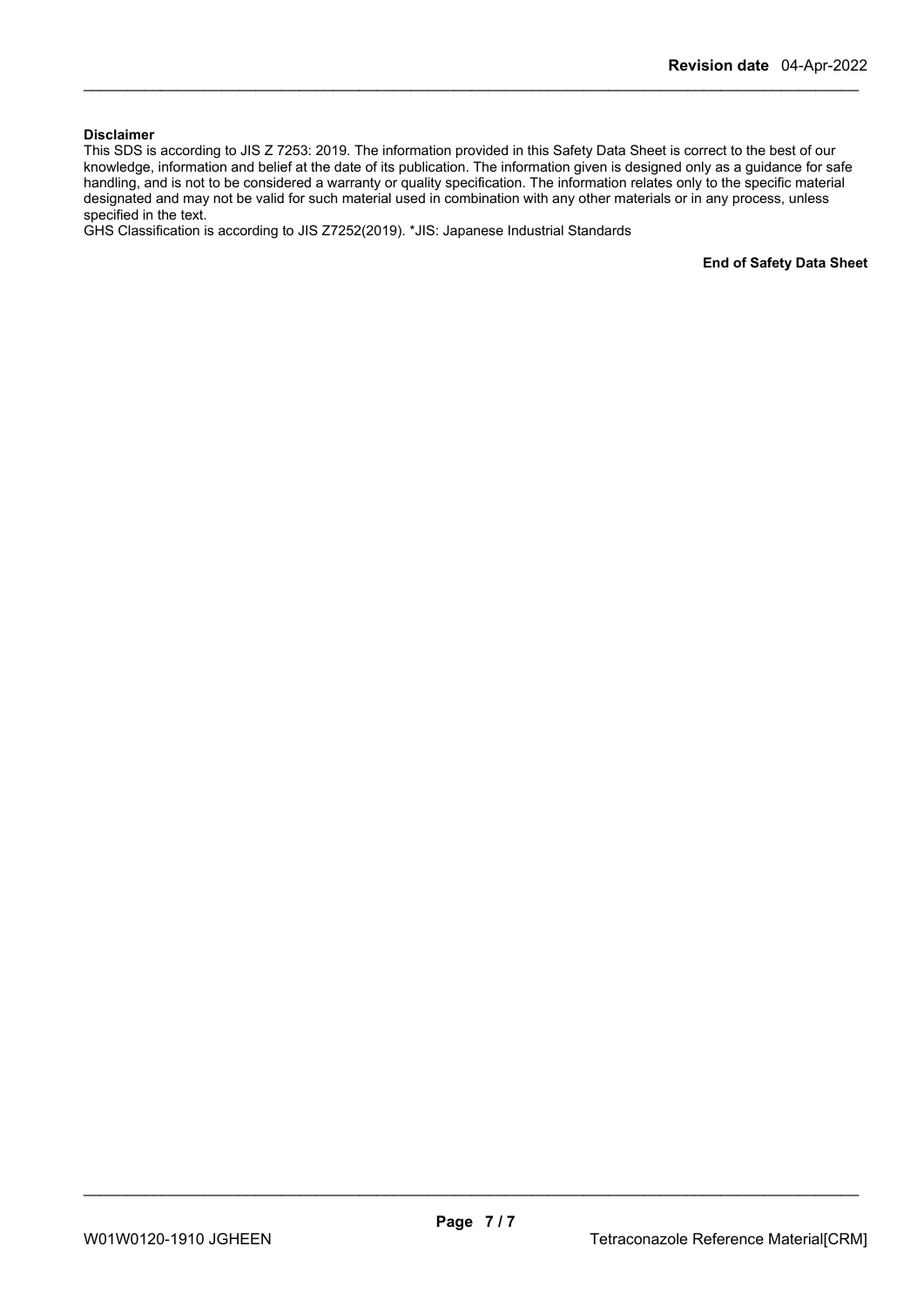**Disclaimer**

This SDS is according to JIS Z 7253: 2019. The information provided in this Safety Data Sheet is correct to the best of our knowledge, information and belief at the date of its publication. The information given is designed only as a guidance for safe handling, and is not to be considered a warranty or quality specification. The information relates only to the specific material designated and may not be valid for such material used in combination with any other materials or in any process, unless specified in the text.

GHS Classification is according to JIS Z7252(2019). *JIS: Japanese Industrial Standards

**End of Safety Data Sheet**